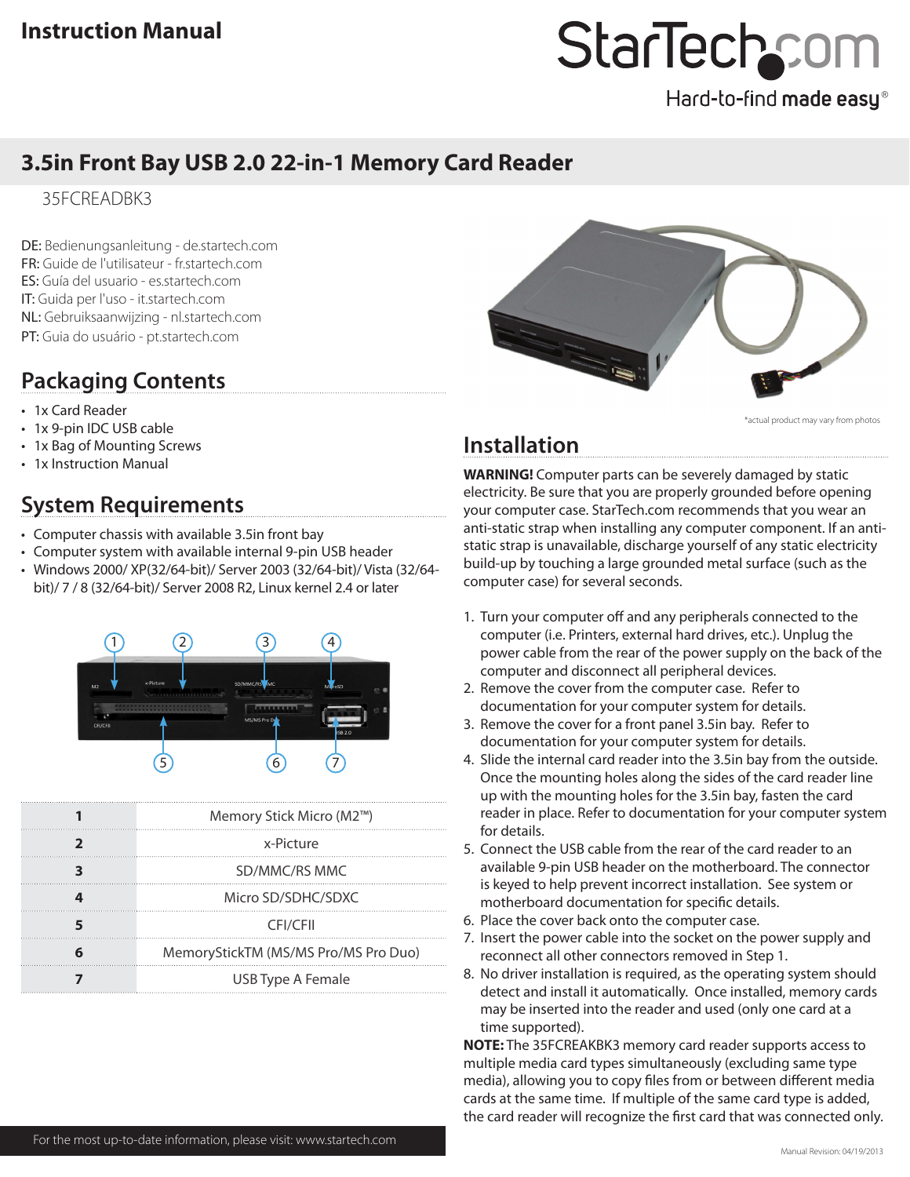Instruction Manual

# 3.5in Front Bay USB 2.0 22-in-1 Memory Card Reader

35FCREADBK3

DE: Bedienungsanleitung - de.startech.com
FR: Guide de l'utilisateur - fr.startech.com
ES: Guía del usuario - es.startech.com
IT: Guida per l'uso - it.startech.com
NL: Gebruiksaanwijzing - nl.startech.com
PT: Guia do usuário - pt.startech.com

*actual product may vary from photos

## Packaging Contents

- 1x Card Reader
- 1x 9-pin IDC USB cable
- 1x Bag of Mounting Screws
- 1x Instruction Manual

## System Requirements

- Computer chassis with available 3.5in front bay
- Computer system with available internal 9-pin USB header
- Windows 2000/ XP(32/64-bit)/ Server 2003 (32/64-bit)/ Vista (32/64-bit)/ 7 / 8 (32/64-bit)/ Server 2008 R2, Linux kernel 2.4 or later

| | |
|---|---|
| **1** | Memory Stick Micro (M2™) |
| **2** | x-Picture |
| **3** | SD/MMC/RS MMC |
| **4** | Micro SD/SDHC/SDXC |
| **5** | CFI/CFII |
| **6** | MemoryStickTM (MS/MS Pro/MS Pro Duo) |
| **7** | USB Type A Female |

## Installation

**WARNING!** Computer parts can be severely damaged by static electricity. Be sure that you are properly grounded before opening your computer case. StarTech.com recommends that you wear an anti-static strap when installing any computer component. If an anti-static strap is unavailable, discharge yourself of any static electricity build-up by touching a large grounded metal surface (such as the computer case) for several seconds.

1. Turn your computer off and any peripherals connected to the computer (i.e. Printers, external hard drives, etc.). Unplug the power cable from the rear of the power supply on the back of the computer and disconnect all peripheral devices.
2. Remove the cover from the computer case. Refer to documentation for your computer system for details.
3. Remove the cover for a front panel 3.5in bay. Refer to documentation for your computer system for details.
4. Slide the internal card reader into the 3.5in bay from the outside. Once the mounting holes along the sides of the card reader line up with the mounting holes for the 3.5in bay, fasten the card reader in place. Refer to documentation for your computer system for details.
5. Connect the USB cable from the rear of the card reader to an available 9-pin USB header on the motherboard. The connector is keyed to help prevent incorrect installation. See system or motherboard documentation for specific details.
6. Place the cover back onto the computer case.
7. Insert the power cable into the socket on the power supply and reconnect all other connectors removed in Step 1.
8. No driver installation is required, as the operating system should detect and install it automatically. Once installed, memory cards may be inserted into the reader and used (only one card at a time supported).

**NOTE:** The 35FCREAKBK3 memory card reader supports access to multiple media card types simultaneously (excluding same type media), allowing you to copy files from or between different media cards at the same time. If multiple of the same card type is added, the card reader will recognize the first card that was connected only.

For the most up-to-date information, please visit: www.startech.com

Manual Revision: 04/19/2013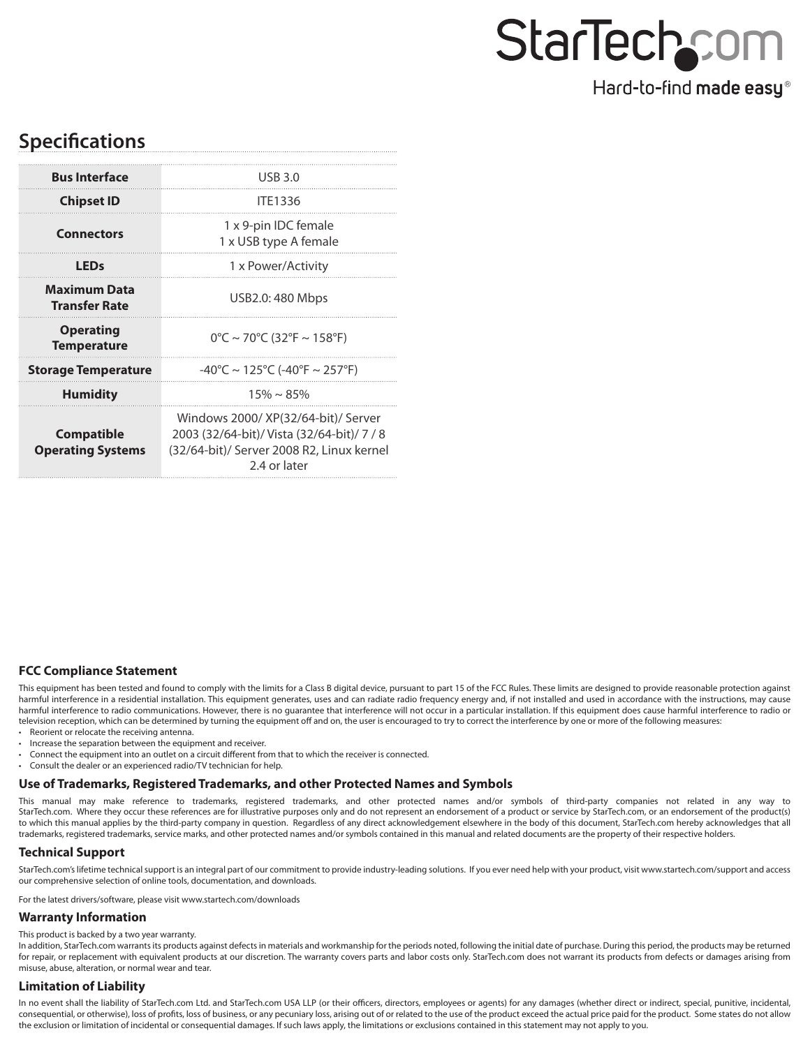## Specifications

| | |
|---|---|
| **Bus Interface** | USB 3.0 |
| **Chipset ID** | ITE1336 |
| **Connectors** | 1 x 9-pin IDC female<br>1 x USB type A female |
| **LEDs** | 1 x Power/Activity |
| **Maximum Data Transfer Rate** | USB2.0: 480 Mbps |
| **Operating Temperature** | 0°C ~ 70°C (32°F ~ 158°F) |
| **Storage Temperature** | -40°C ~ 125°C (-40°F ~ 257°F) |
| **Humidity** | 15% ~ 85% |
| **Compatible Operating Systems** | Windows 2000/ XP(32/64-bit)/ Server 2003 (32/64-bit)/ Vista (32/64-bit)/ 7 / 8 (32/64-bit)/ Server 2008 R2, Linux kernel 2.4 or later |

### FCC Compliance Statement

This equipment has been tested and found to comply with the limits for a Class B digital device, pursuant to part 15 of the FCC Rules. These limits are designed to provide reasonable protection against harmful interference in a residential installation. This equipment generates, uses and can radiate radio frequency energy and, if not installed and used in accordance with the instructions, may cause harmful interference to radio communications. However, there is no guarantee that interference will not occur in a particular installation. If this equipment does cause harmful interference to radio or television reception, which can be determined by turning the equipment off and on, the user is encouraged to try to correct the interference by one or more of the following measures:

- Reorient or relocate the receiving antenna.
- Increase the separation between the equipment and receiver.
- Connect the equipment into an outlet on a circuit different from that to which the receiver is connected.
- Consult the dealer or an experienced radio/TV technician for help.

### Use of Trademarks, Registered Trademarks, and other Protected Names and Symbols

This manual may make reference to trademarks, registered trademarks, and other protected names and/or symbols of third-party companies not related in any way to StarTech.com. Where they occur these references are for illustrative purposes only and do not represent an endorsement of a product or service by StarTech.com, or an endorsement of the product(s) to which this manual applies by the third-party company in question. Regardless of any direct acknowledgement elsewhere in the body of this document, StarTech.com hereby acknowledges that all trademarks, registered trademarks, service marks, and other protected names and/or symbols contained in this manual and related documents are the property of their respective holders.

### Technical Support

StarTech.com's lifetime technical support is an integral part of our commitment to provide industry-leading solutions. If you ever need help with your product, visit www.startech.com/support and access our comprehensive selection of online tools, documentation, and downloads.

For the latest drivers/software, please visit www.startech.com/downloads

### Warranty Information

This product is backed by a two year warranty.

In addition, StarTech.com warrants its products against defects in materials and workmanship for the periods noted, following the initial date of purchase. During this period, the products may be returned for repair, or replacement with equivalent products at our discretion. The warranty covers parts and labor costs only. StarTech.com does not warrant its products from defects or damages arising from misuse, abuse, alteration, or normal wear and tear.

### Limitation of Liability

In no event shall the liability of StarTech.com Ltd. and StarTech.com USA LLP (or their officers, directors, employees or agents) for any damages (whether direct or indirect, special, punitive, incidental, consequential, or otherwise), loss of profits, loss of business, or any pecuniary loss, arising out of or related to the use of the product exceed the actual price paid for the product. Some states do not allow the exclusion or limitation of incidental or consequential damages. If such laws apply, the limitations or exclusions contained in this statement may not apply to you.